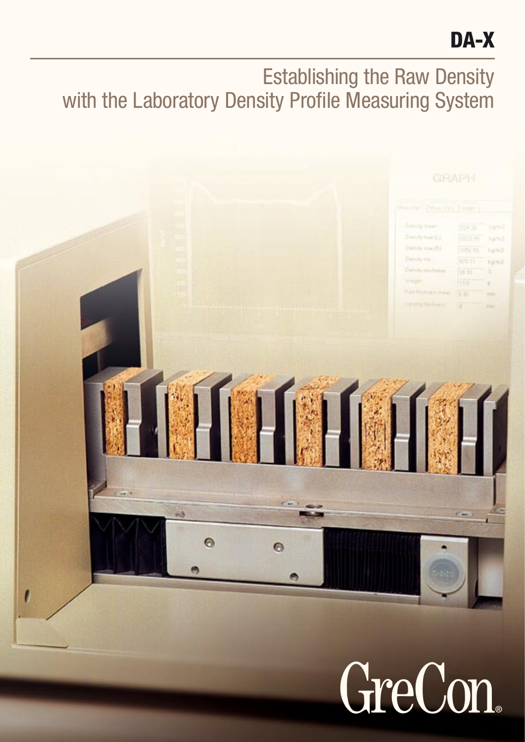# DA-X

## Establishing the Raw Density with the Laboratory Density Profile Measuring System

GreCon®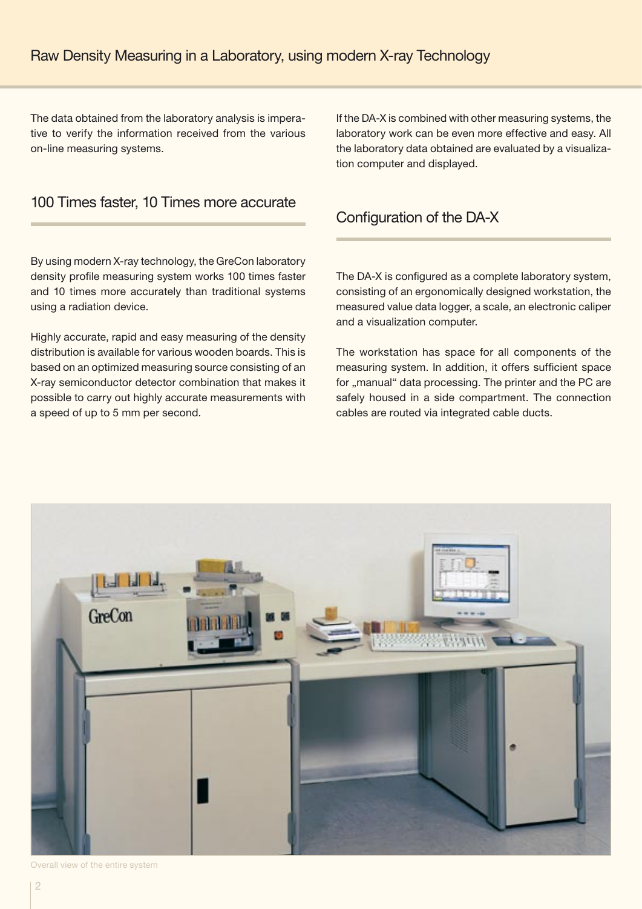# Raw Density Measuring in a Laboratory, using modern X-ray Technology

The data obtained from the laboratory analysis is imperative to verify the information received from the various on-line measuring systems.

## 100 Times faster, 10 Times more accurate

By using modern X-ray technology, the GreCon laboratory density profile measuring system works 100 times faster and 10 times more accurately than traditional systems using a radiation device.

Highly accurate, rapid and easy measuring of the density distribution is available for various wooden boards. This is based on an optimized measuring source consisting of an X-ray semiconductor detector combination that makes it possible to carry out highly accurate measurements with a speed of up to 5 mm per second.

If the DA-X is combined with other measuring systems, the laboratory work can be even more effective and easy. All the laboratory data obtained are evaluated by a visualization computer and displayed.

## Configuration of the DA-X

The DA-X is configured as a complete laboratory system, consisting of an ergonomically designed workstation, the measured value data logger, a scale, an electronic caliper and a visualization computer.

The workstation has space for all components of the measuring system. In addition, it offers sufficient space for „manual“ data processing. The printer and the PC are safely housed in a side compartment. The connection cables are routed via integrated cable ducts.

Overall view of the entire system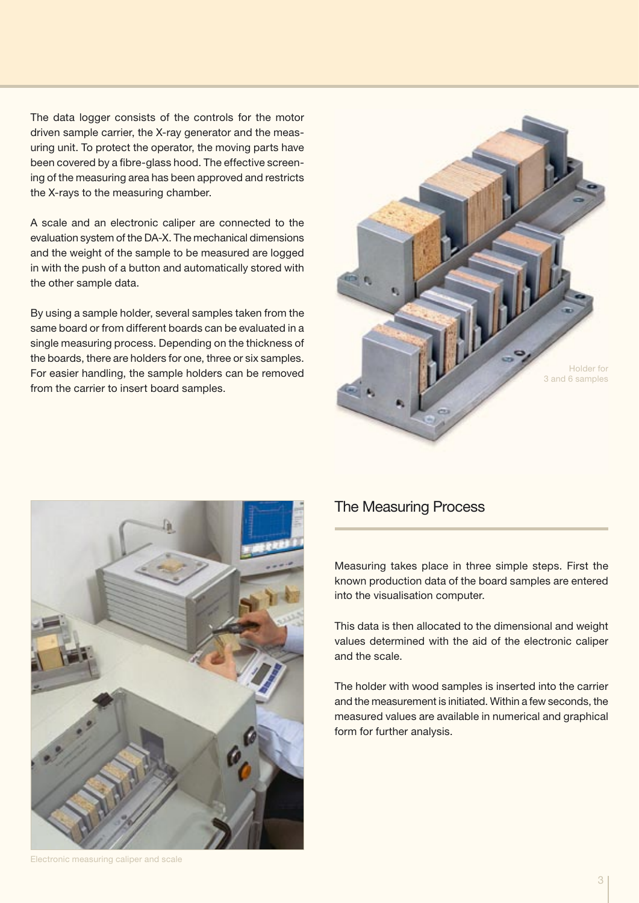The data logger consists of the controls for the motor driven sample carrier, the X-ray generator and the measuring unit. To protect the operator, the moving parts have been covered by a fibre-glass hood. The effective screening of the measuring area has been approved and restricts the X-rays to the measuring chamber.

A scale and an electronic caliper are connected to the evaluation system of the DA-X. The mechanical dimensions and the weight of the sample to be measured are logged in with the push of a button and automatically stored with the other sample data.

By using a sample holder, several samples taken from the same board or from different boards can be evaluated in a single measuring process. Depending on the thickness of the boards, there are holders for one, three or six samples. For easier handling, the sample holders can be removed from the carrier to insert board samples.

Holder for 3 and 6 samples

Electronic measuring caliper and scale

## The Measuring Process

Measuring takes place in three simple steps. First the known production data of the board samples are entered into the visualisation computer.

This data is then allocated to the dimensional and weight values determined with the aid of the electronic caliper and the scale.

The holder with wood samples is inserted into the carrier and the measurement is initiated. Within a few seconds, the measured values are available in numerical and graphical form for further analysis.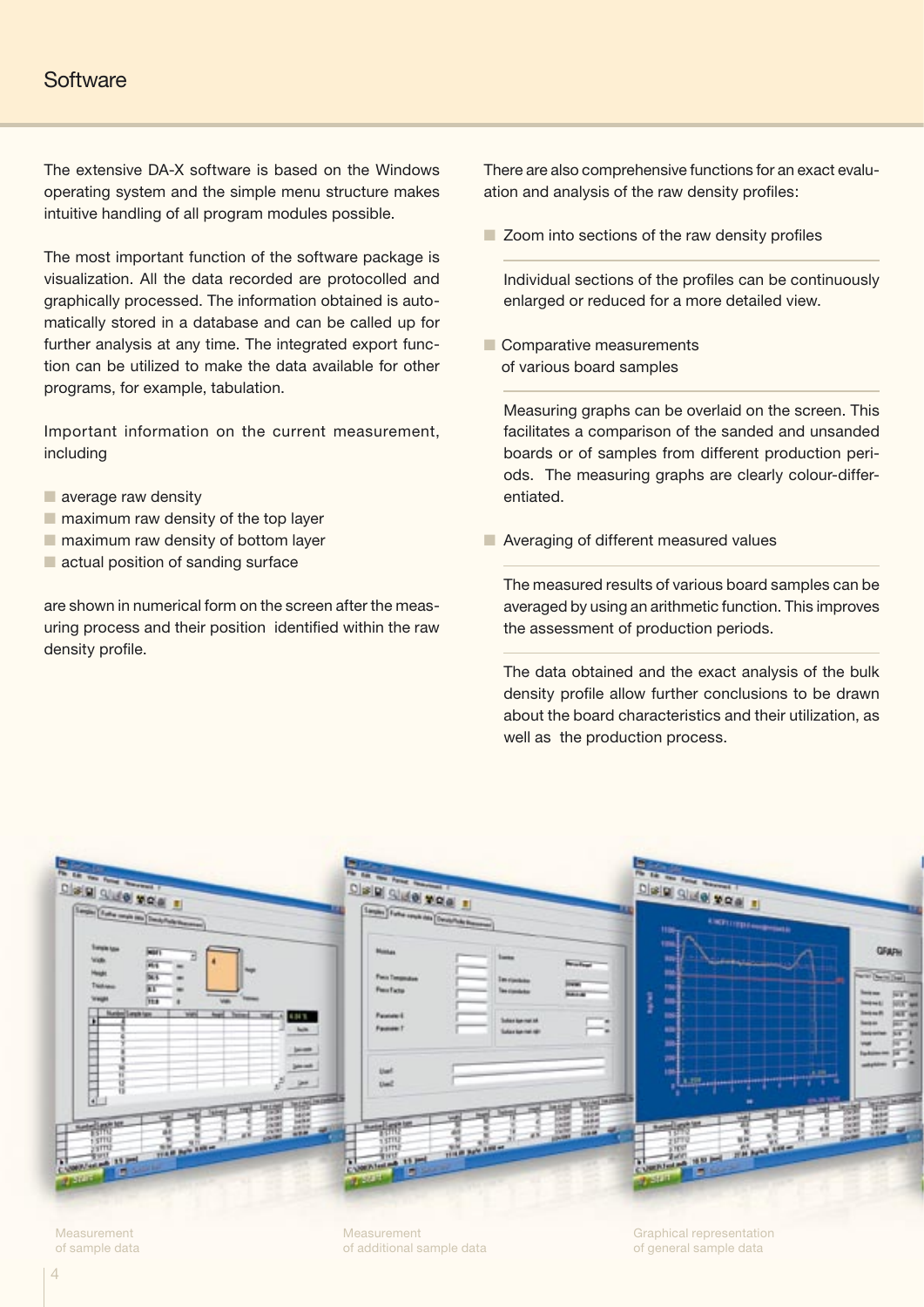# Software

The extensive DA-X software is based on the Windows operating system and the simple menu structure makes intuitive handling of all program modules possible.

The most important function of the software package is visualization. All the data recorded are protocolled and graphically processed. The information obtained is automatically stored in a database and can be called up for further analysis at any time. The integrated export function can be utilized to make the data available for other programs, for example, tabulation.

Important information on the current measurement, including

- average raw density
- maximum raw density of the top layer
- maximum raw density of bottom layer
- actual position of sanding surface

are shown in numerical form on the screen after the measuring process and their position identified within the raw density profile.

There are also comprehensive functions for an exact evaluation and analysis of the raw density profiles:

- Zoom into sections of the raw density profiles

  Individual sections of the profiles can be continuously enlarged or reduced for a more detailed view.

- Comparative measurements of various board samples

  Measuring graphs can be overlaid on the screen. This facilitates a comparison of the sanded and unsanded boards or of samples from different production periods. The measuring graphs are clearly colour-differentiated.

- Averaging of different measured values

  The measured results of various board samples can be averaged by using an arithmetic function. This improves the assessment of production periods.

The data obtained and the exact analysis of the bulk density profile allow further conclusions to be drawn about the board characteristics and their utilization, as well as the production process.

Measurement of sample data

Measurement of additional sample data

Graphical representation of general sample data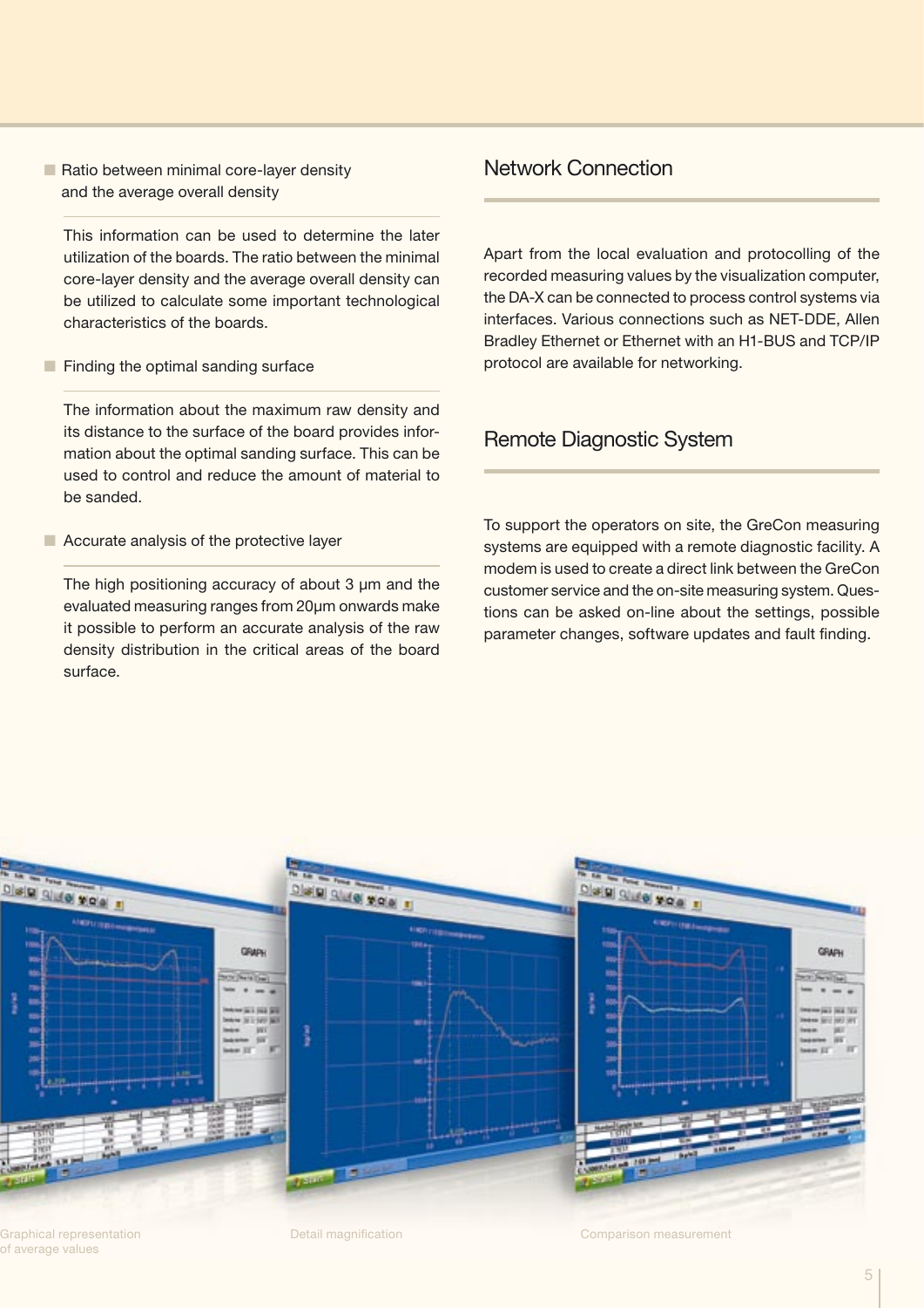- Ratio between minimal core-layer density and the average overall density

This information can be used to determine the later utilization of the boards. The ratio between the minimal core-layer density and the average overall density can be utilized to calculate some important technological characteristics of the boards.

- Finding the optimal sanding surface

The information about the maximum raw density and its distance to the surface of the board provides information about the optimal sanding surface. This can be used to control and reduce the amount of material to be sanded.

- Accurate analysis of the protective layer

The high positioning accuracy of about 3 µm and the evaluated measuring ranges from 20µm onwards make it possible to perform an accurate analysis of the raw density distribution in the critical areas of the board surface.

## Network Connection

Apart from the local evaluation and protocolling of the recorded measuring values by the visualization computer, the DA-X can be connected to process control systems via interfaces. Various connections such as NET-DDE, Allen Bradley Ethernet or Ethernet with an H1-BUS and TCP/IP protocol are available for networking.

## Remote Diagnostic System

To support the operators on site, the GreCon measuring systems are equipped with a remote diagnostic facility. A modem is used to create a direct link between the GreCon customer service and the on-site measuring system. Questions can be asked on-line about the settings, possible parameter changes, software updates and fault finding.

Graphical representation of average values

Detail magnification

Comparison measurement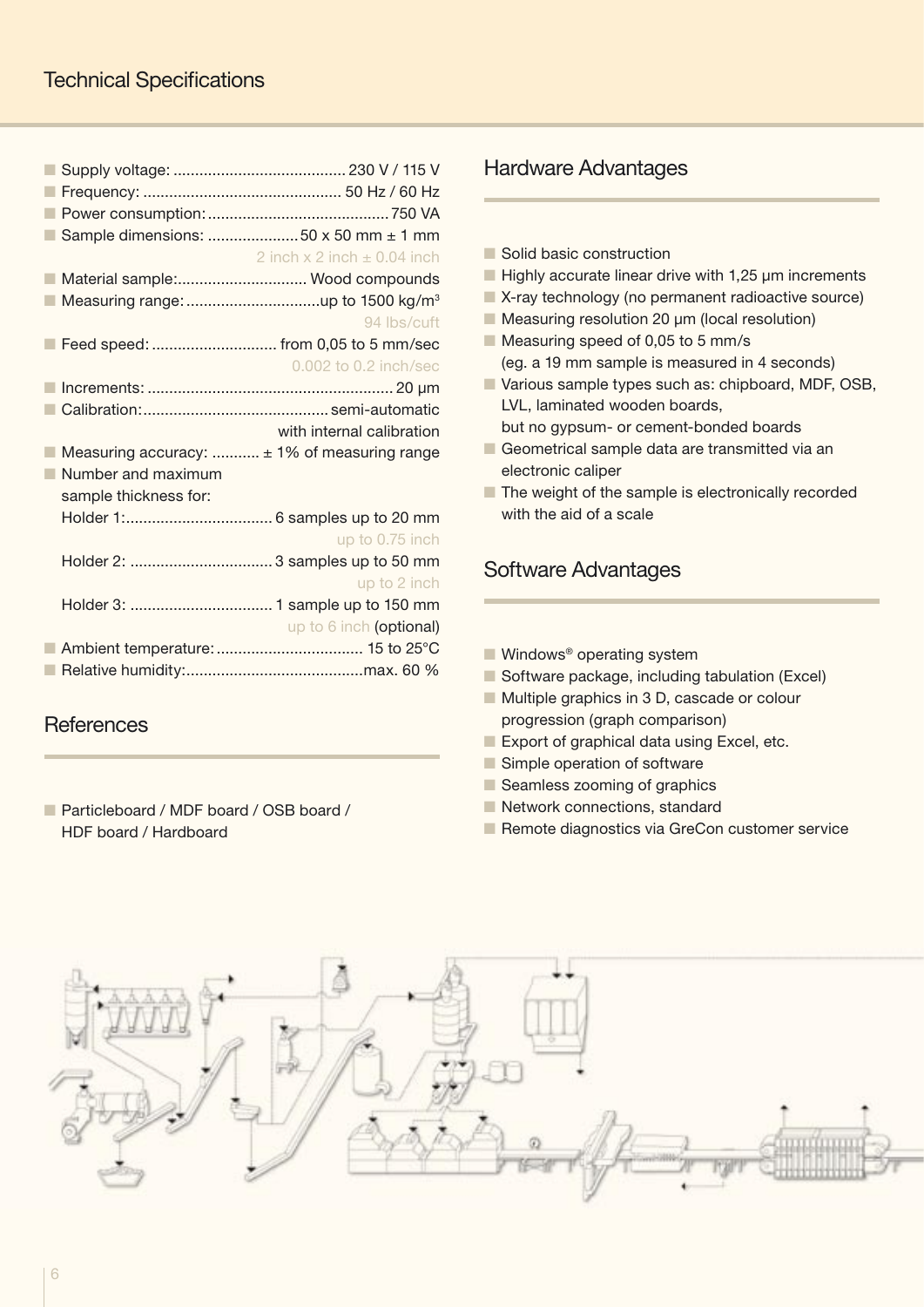# Technical Specifications

- Supply voltage: ........................................ 230 V / 115 V
- Frequency: ............................................. 50 Hz / 60 Hz
- Power consumption: .......................................... 750 VA
- Sample dimensions: ..................... 50 x 50 mm ± 1 mm
  2 inch x 2 inch ± 0.04 inch
- Material sample:.............................. Wood compounds
- Measuring range: ...............................up to 1500 kg/m³
  94 lbs/cuft
- Feed speed: ............................ from 0,05 to 5 mm/sec
  0.002 to 0.2 inch/sec
- Increments: ........................................................ 20 µm
- Calibration: .......................................... semi-automatic
  with internal calibration
- Measuring accuracy: ........... ± 1% of measuring range
- Number and maximum sample thickness for:
  Holder 1:.................................. 6 samples up to 20 mm
  up to 0.75 inch
  Holder 2: ................................ 3 samples up to 50 mm
  up to 2 inch
  Holder 3: ................................ 1 sample up to 150 mm
  up to 6 inch (optional)
- Ambient temperature: ................................. 15 to 25°C
- Relative humidity:.........................................max. 60 %

## References

- Particleboard / MDF board / OSB board / HDF board / Hardboard

## Hardware Advantages

- Solid basic construction
- Highly accurate linear drive with 1,25 µm increments
- X-ray technology (no permanent radioactive source)
- Measuring resolution 20 µm (local resolution)
- Measuring speed of 0,05 to 5 mm/s
  (eg. a 19 mm sample is measured in 4 seconds)
- Various sample types such as: chipboard, MDF, OSB, LVL, laminated wooden boards,
  but no gypsum- or cement-bonded boards
- Geometrical sample data are transmitted via an electronic caliper
- The weight of the sample is electronically recorded with the aid of a scale

## Software Advantages

- Windows® operating system
- Software package, including tabulation (Excel)
- Multiple graphics in 3 D, cascade or colour progression (graph comparison)
- Export of graphical data using Excel, etc.
- Simple operation of software
- Seamless zooming of graphics
- Network connections, standard
- Remote diagnostics via GreCon customer service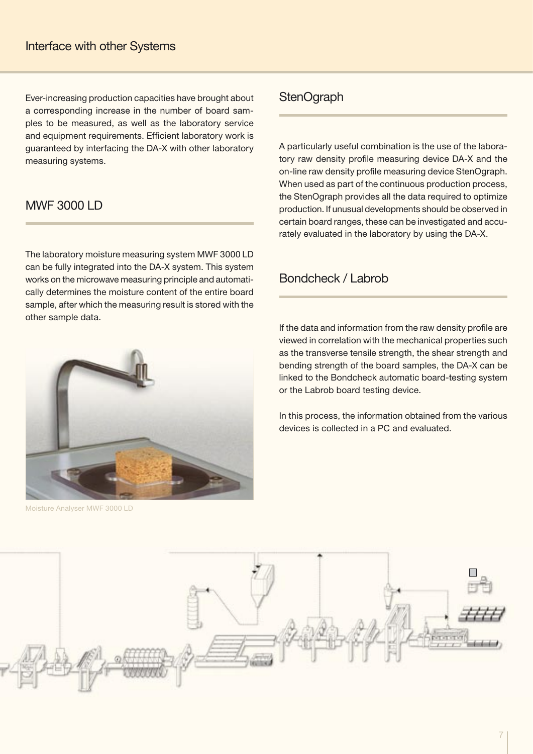# Interface with other Systems

Ever-increasing production capacities have brought about a corresponding increase in the number of board samples to be measured, as well as the laboratory service and equipment requirements. Efficient laboratory work is guaranteed by interfacing the DA-X with other laboratory measuring systems.

## MWF 3000 LD

The laboratory moisture measuring system MWF 3000 LD can be fully integrated into the DA-X system. This system works on the microwave measuring principle and automatically determines the moisture content of the entire board sample, after which the measuring result is stored with the other sample data.

Moisture Analyser MWF 3000 LD

## StenOgraph

A particularly useful combination is the use of the laboratory raw density profile measuring device DA-X and the on-line raw density profile measuring device StenOgraph. When used as part of the continuous production process, the StenOgraph provides all the data required to optimize production. If unusual developments should be observed in certain board ranges, these can be investigated and accurately evaluated in the laboratory by using the DA-X.

## Bondcheck / Labrob

If the data and information from the raw density profile are viewed in correlation with the mechanical properties such as the transverse tensile strength, the shear strength and bending strength of the board samples, the DA-X can be linked to the Bondcheck automatic board-testing system or the Labrob board testing device.

In this process, the information obtained from the various devices is collected in a PC and evaluated.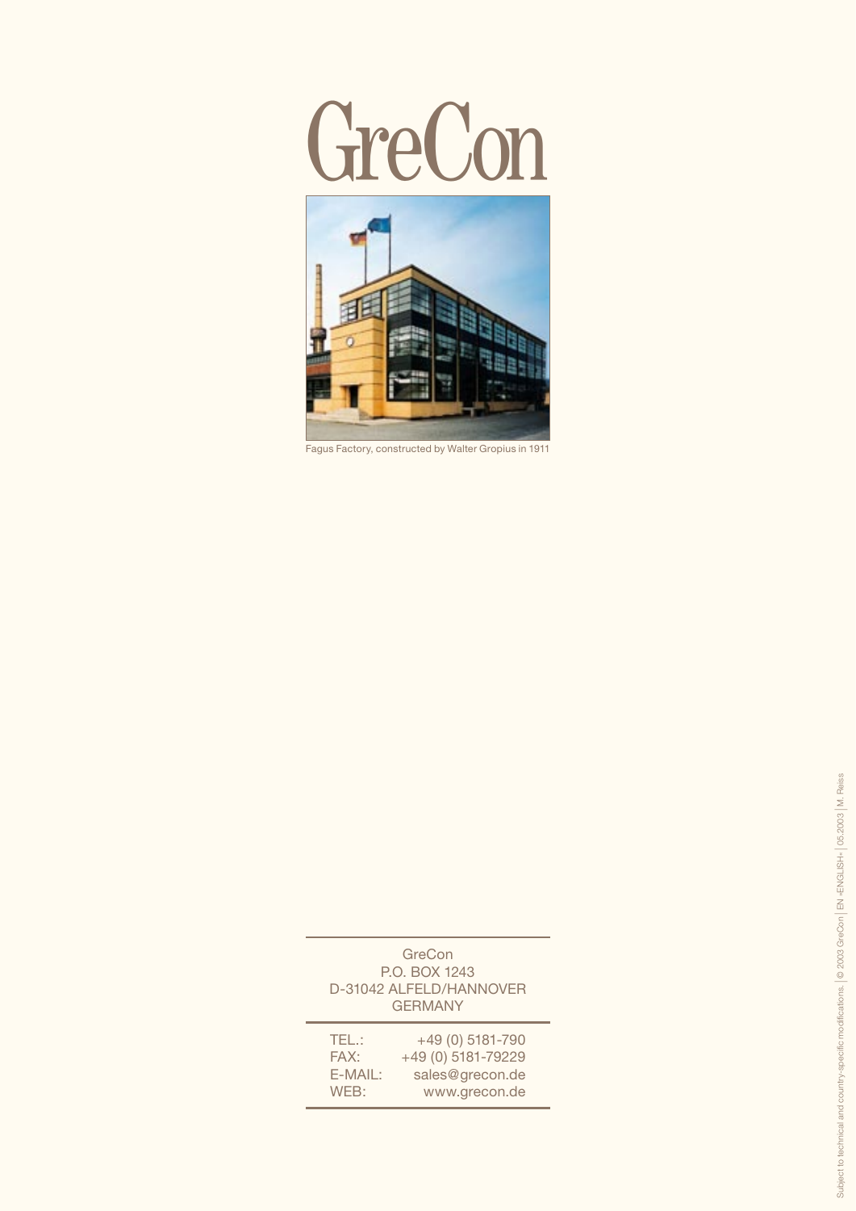# GreCon

Fagus Factory, constructed by Walter Gropius in 1911

GreCon
P.O. BOX 1243
D-31042 ALFELD/HANNOVER
GERMANY

| | |
|---|---|
| TEL.: | +49 (0) 5181-790 |
| FAX: | +49 (0) 5181-79229 |
| E-MAIL: | sales@grecon.de |
| WEB: | www.grecon.de |

Subject to technical and country-specific modifications. | © 2003 GreCon | EN »ENGLISH« | 05.2003 | M. Reiss